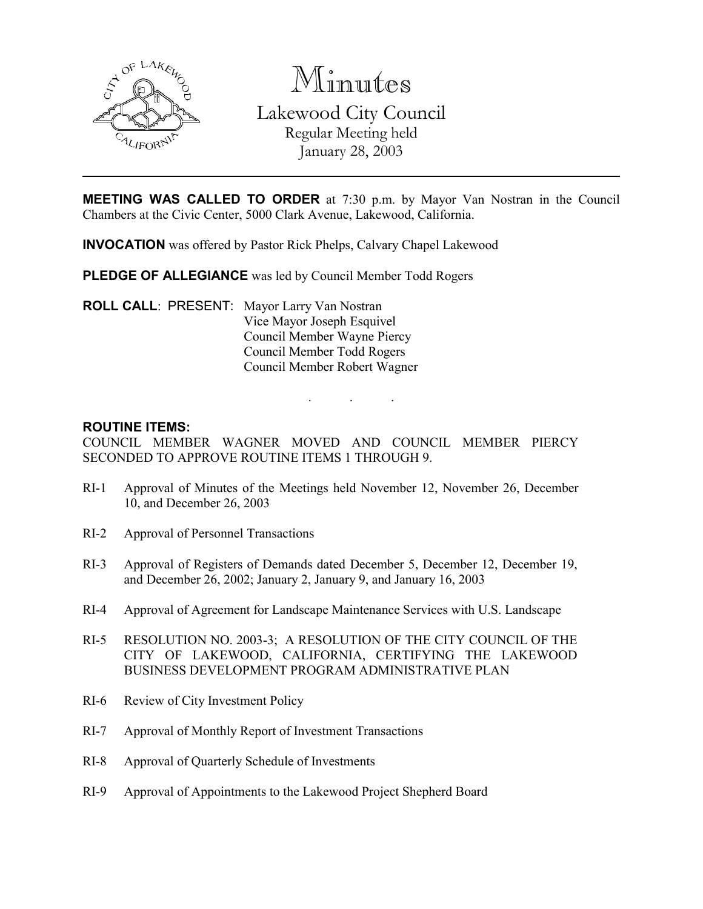# Minutes

## Lakewood City Council

Regular Meeting held
January 28, 2003

---

**MEETING WAS CALLED TO ORDER** at 7:30 p.m. by Mayor Van Nostran in the Council Chambers at the Civic Center, 5000 Clark Avenue, Lakewood, California.

**INVOCATION** was offered by Pastor Rick Phelps, Calvary Chapel Lakewood

**PLEDGE OF ALLEGIANCE** was led by Council Member Todd Rogers

**ROLL CALL**: PRESENT: Mayor Larry Van Nostran
Vice Mayor Joseph Esquivel
Council Member Wayne Piercy
Council Member Todd Rogers
Council Member Robert Wagner

. . .

**ROUTINE ITEMS:**

COUNCIL MEMBER WAGNER MOVED AND COUNCIL MEMBER PIERCY SECONDED TO APPROVE ROUTINE ITEMS 1 THROUGH 9.

RI-1 Approval of Minutes of the Meetings held November 12, November 26, December 10, and December 26, 2003

RI-2 Approval of Personnel Transactions

RI-3 Approval of Registers of Demands dated December 5, December 12, December 19, and December 26, 2002; January 2, January 9, and January 16, 2003

RI-4 Approval of Agreement for Landscape Maintenance Services with U.S. Landscape

RI-5 RESOLUTION NO. 2003-3; A RESOLUTION OF THE CITY COUNCIL OF THE CITY OF LAKEWOOD, CALIFORNIA, CERTIFYING THE LAKEWOOD BUSINESS DEVELOPMENT PROGRAM ADMINISTRATIVE PLAN

RI-6 Review of City Investment Policy

RI-7 Approval of Monthly Report of Investment Transactions

RI-8 Approval of Quarterly Schedule of Investments

RI-9 Approval of Appointments to the Lakewood Project Shepherd Board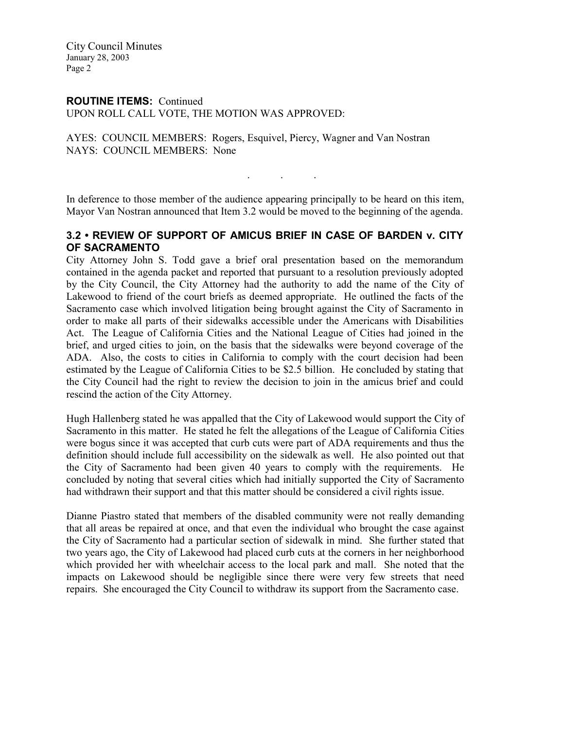**ROUTINE ITEMS:** Continued
UPON ROLL CALL VOTE, THE MOTION WAS APPROVED:

AYES: COUNCIL MEMBERS: Rogers, Esquivel, Piercy, Wagner and Van Nostran
NAYS: COUNCIL MEMBERS: None

. . .

In deference to those member of the audience appearing principally to be heard on this item, Mayor Van Nostran announced that Item 3.2 would be moved to the beginning of the agenda.

### 3.2 • REVIEW OF SUPPORT OF AMICUS BRIEF IN CASE OF BARDEN v. CITY OF SACRAMENTO

City Attorney John S. Todd gave a brief oral presentation based on the memorandum contained in the agenda packet and reported that pursuant to a resolution previously adopted by the City Council, the City Attorney had the authority to add the name of the City of Lakewood to friend of the court briefs as deemed appropriate. He outlined the facts of the Sacramento case which involved litigation being brought against the City of Sacramento in order to make all parts of their sidewalks accessible under the Americans with Disabilities Act. The League of California Cities and the National League of Cities had joined in the brief, and urged cities to join, on the basis that the sidewalks were beyond coverage of the ADA. Also, the costs to cities in California to comply with the court decision had been estimated by the League of California Cities to be $2.5 billion. He concluded by stating that the City Council had the right to review the decision to join in the amicus brief and could rescind the action of the City Attorney.

Hugh Hallenberg stated he was appalled that the City of Lakewood would support the City of Sacramento in this matter. He stated he felt the allegations of the League of California Cities were bogus since it was accepted that curb cuts were part of ADA requirements and thus the definition should include full accessibility on the sidewalk as well. He also pointed out that the City of Sacramento had been given 40 years to comply with the requirements. He concluded by noting that several cities which had initially supported the City of Sacramento had withdrawn their support and that this matter should be considered a civil rights issue.

Dianne Piastro stated that members of the disabled community were not really demanding that all areas be repaired at once, and that even the individual who brought the case against the City of Sacramento had a particular section of sidewalk in mind. She further stated that two years ago, the City of Lakewood had placed curb cuts at the corners in her neighborhood which provided her with wheelchair access to the local park and mall. She noted that the impacts on Lakewood should be negligible since there were very few streets that need repairs. She encouraged the City Council to withdraw its support from the Sacramento case.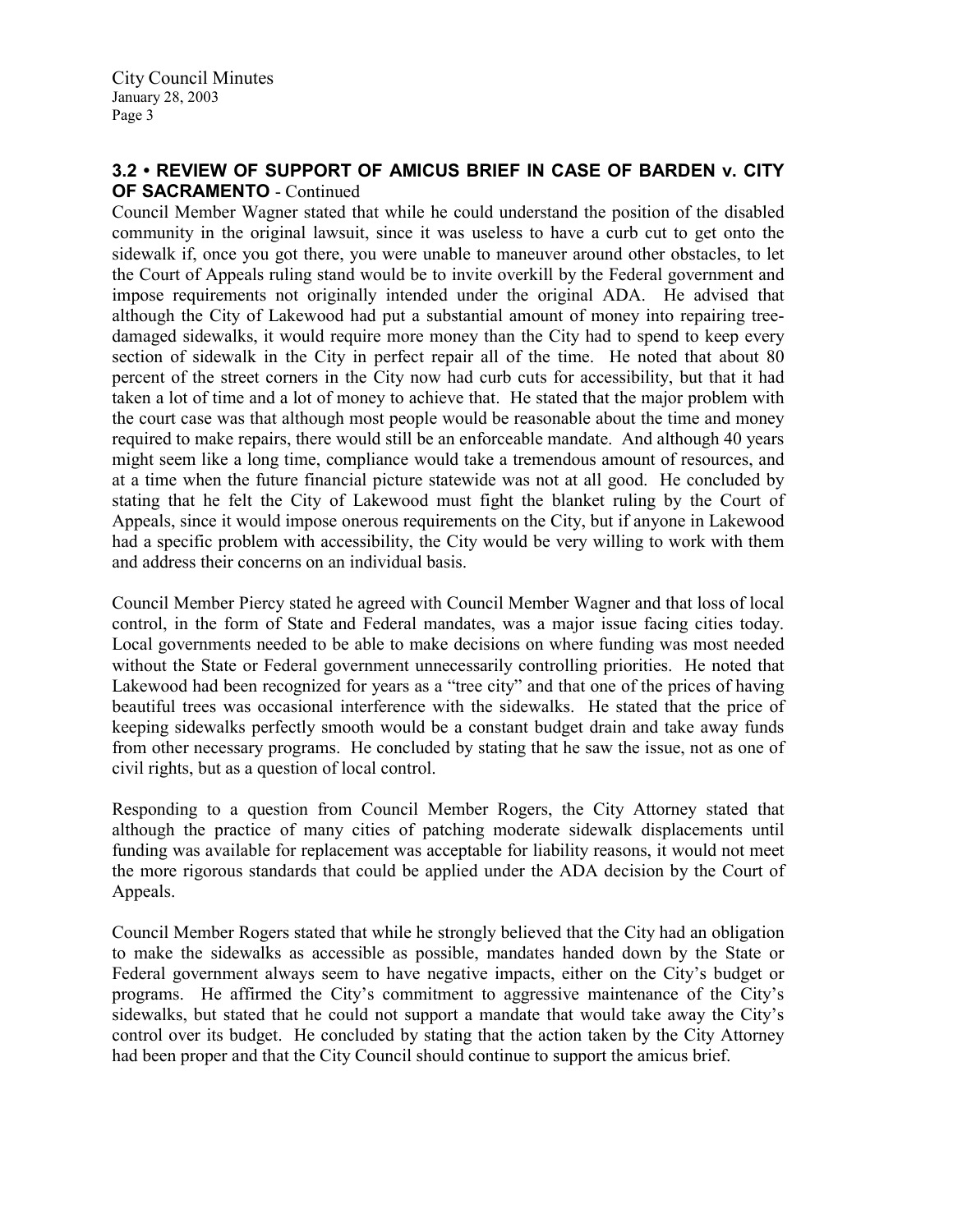## 3.2 • REVIEW OF SUPPORT OF AMICUS BRIEF IN CASE OF BARDEN v. CITY OF SACRAMENTO - Continued

Council Member Wagner stated that while he could understand the position of the disabled community in the original lawsuit, since it was useless to have a curb cut to get onto the sidewalk if, once you got there, you were unable to maneuver around other obstacles, to let the Court of Appeals ruling stand would be to invite overkill by the Federal government and impose requirements not originally intended under the original ADA. He advised that although the City of Lakewood had put a substantial amount of money into repairing tree-damaged sidewalks, it would require more money than the City had to spend to keep every section of sidewalk in the City in perfect repair all of the time. He noted that about 80 percent of the street corners in the City now had curb cuts for accessibility, but that it had taken a lot of time and a lot of money to achieve that. He stated that the major problem with the court case was that although most people would be reasonable about the time and money required to make repairs, there would still be an enforceable mandate. And although 40 years might seem like a long time, compliance would take a tremendous amount of resources, and at a time when the future financial picture statewide was not at all good. He concluded by stating that he felt the City of Lakewood must fight the blanket ruling by the Court of Appeals, since it would impose onerous requirements on the City, but if anyone in Lakewood had a specific problem with accessibility, the City would be very willing to work with them and address their concerns on an individual basis.

Council Member Piercy stated he agreed with Council Member Wagner and that loss of local control, in the form of State and Federal mandates, was a major issue facing cities today. Local governments needed to be able to make decisions on where funding was most needed without the State or Federal government unnecessarily controlling priorities. He noted that Lakewood had been recognized for years as a "tree city" and that one of the prices of having beautiful trees was occasional interference with the sidewalks. He stated that the price of keeping sidewalks perfectly smooth would be a constant budget drain and take away funds from other necessary programs. He concluded by stating that he saw the issue, not as one of civil rights, but as a question of local control.

Responding to a question from Council Member Rogers, the City Attorney stated that although the practice of many cities of patching moderate sidewalk displacements until funding was available for replacement was acceptable for liability reasons, it would not meet the more rigorous standards that could be applied under the ADA decision by the Court of Appeals.

Council Member Rogers stated that while he strongly believed that the City had an obligation to make the sidewalks as accessible as possible, mandates handed down by the State or Federal government always seem to have negative impacts, either on the City's budget or programs. He affirmed the City's commitment to aggressive maintenance of the City's sidewalks, but stated that he could not support a mandate that would take away the City's control over its budget. He concluded by stating that the action taken by the City Attorney had been proper and that the City Council should continue to support the amicus brief.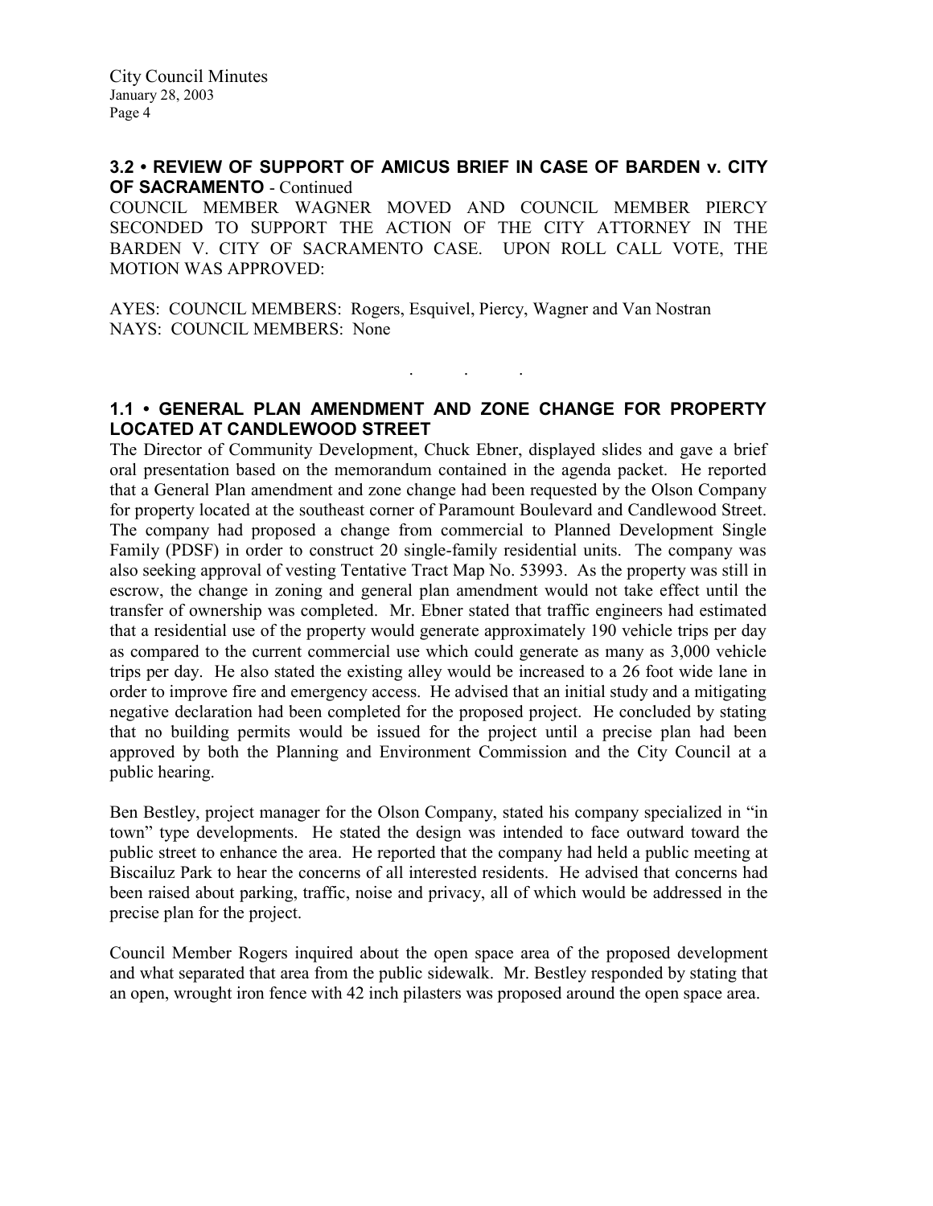### 3.2 • REVIEW OF SUPPORT OF AMICUS BRIEF IN CASE OF BARDEN v. CITY OF SACRAMENTO - Continued

COUNCIL MEMBER WAGNER MOVED AND COUNCIL MEMBER PIERCY SECONDED TO SUPPORT THE ACTION OF THE CITY ATTORNEY IN THE BARDEN V. CITY OF SACRAMENTO CASE. UPON ROLL CALL VOTE, THE MOTION WAS APPROVED:

AYES: COUNCIL MEMBERS: Rogers, Esquivel, Piercy, Wagner and Van Nostran
NAYS: COUNCIL MEMBERS: None

. . .

### 1.1 • GENERAL PLAN AMENDMENT AND ZONE CHANGE FOR PROPERTY LOCATED AT CANDLEWOOD STREET

The Director of Community Development, Chuck Ebner, displayed slides and gave a brief oral presentation based on the memorandum contained in the agenda packet. He reported that a General Plan amendment and zone change had been requested by the Olson Company for property located at the southeast corner of Paramount Boulevard and Candlewood Street. The company had proposed a change from commercial to Planned Development Single Family (PDSF) in order to construct 20 single-family residential units. The company was also seeking approval of vesting Tentative Tract Map No. 53993. As the property was still in escrow, the change in zoning and general plan amendment would not take effect until the transfer of ownership was completed. Mr. Ebner stated that traffic engineers had estimated that a residential use of the property would generate approximately 190 vehicle trips per day as compared to the current commercial use which could generate as many as 3,000 vehicle trips per day. He also stated the existing alley would be increased to a 26 foot wide lane in order to improve fire and emergency access. He advised that an initial study and a mitigating negative declaration had been completed for the proposed project. He concluded by stating that no building permits would be issued for the project until a precise plan had been approved by both the Planning and Environment Commission and the City Council at a public hearing.

Ben Bestley, project manager for the Olson Company, stated his company specialized in "in town" type developments. He stated the design was intended to face outward toward the public street to enhance the area. He reported that the company had held a public meeting at Biscailuz Park to hear the concerns of all interested residents. He advised that concerns had been raised about parking, traffic, noise and privacy, all of which would be addressed in the precise plan for the project.

Council Member Rogers inquired about the open space area of the proposed development and what separated that area from the public sidewalk. Mr. Bestley responded by stating that an open, wrought iron fence with 42 inch pilasters was proposed around the open space area.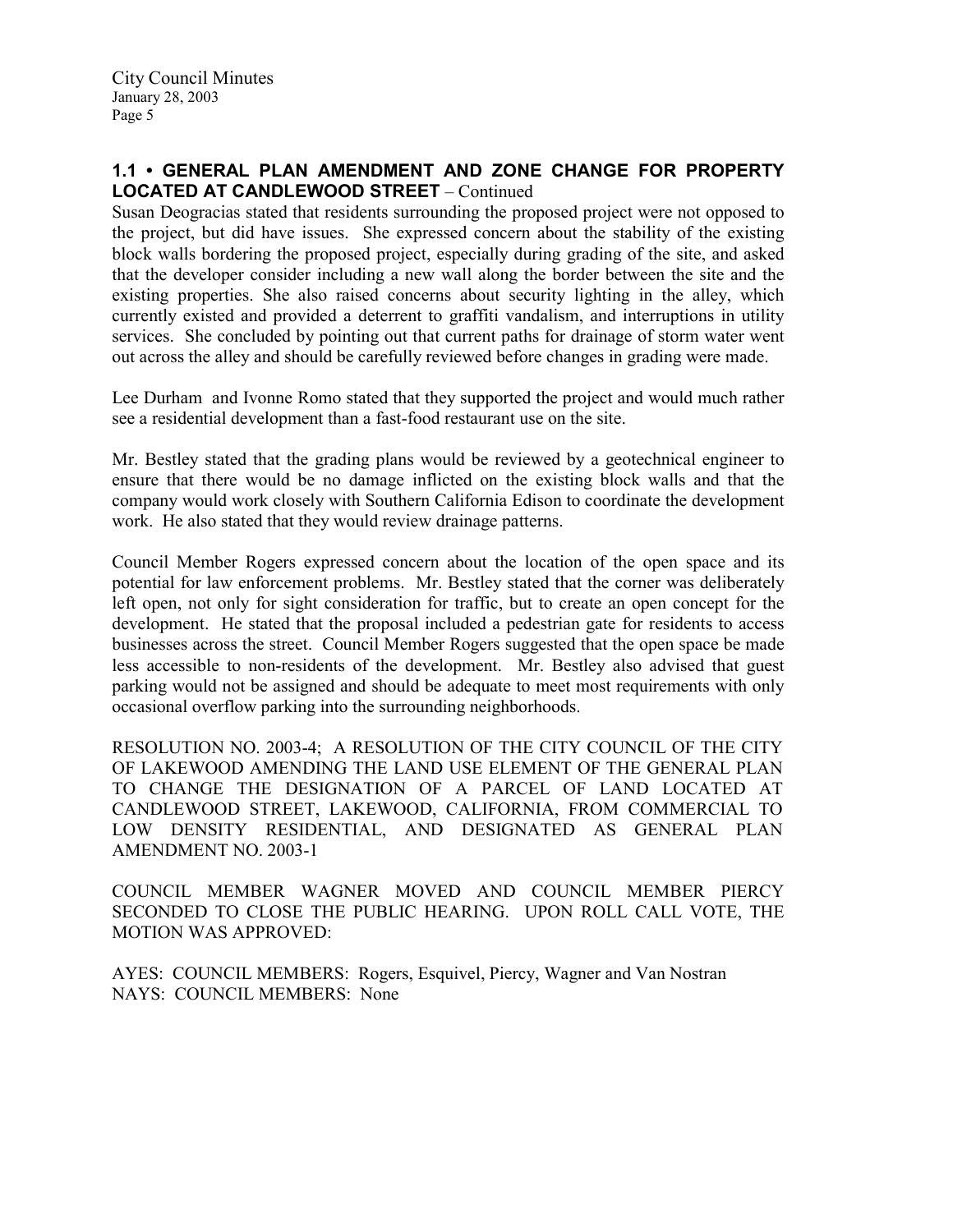## 1.1 • GENERAL PLAN AMENDMENT AND ZONE CHANGE FOR PROPERTY LOCATED AT CANDLEWOOD STREET – Continued

Susan Deogracias stated that residents surrounding the proposed project were not opposed to the project, but did have issues. She expressed concern about the stability of the existing block walls bordering the proposed project, especially during grading of the site, and asked that the developer consider including a new wall along the border between the site and the existing properties. She also raised concerns about security lighting in the alley, which currently existed and provided a deterrent to graffiti vandalism, and interruptions in utility services. She concluded by pointing out that current paths for drainage of storm water went out across the alley and should be carefully reviewed before changes in grading were made.

Lee Durham and Ivonne Romo stated that they supported the project and would much rather see a residential development than a fast-food restaurant use on the site.

Mr. Bestley stated that the grading plans would be reviewed by a geotechnical engineer to ensure that there would be no damage inflicted on the existing block walls and that the company would work closely with Southern California Edison to coordinate the development work. He also stated that they would review drainage patterns.

Council Member Rogers expressed concern about the location of the open space and its potential for law enforcement problems. Mr. Bestley stated that the corner was deliberately left open, not only for sight consideration for traffic, but to create an open concept for the development. He stated that the proposal included a pedestrian gate for residents to access businesses across the street. Council Member Rogers suggested that the open space be made less accessible to non-residents of the development. Mr. Bestley also advised that guest parking would not be assigned and should be adequate to meet most requirements with only occasional overflow parking into the surrounding neighborhoods.

RESOLUTION NO. 2003-4; A RESOLUTION OF THE CITY COUNCIL OF THE CITY OF LAKEWOOD AMENDING THE LAND USE ELEMENT OF THE GENERAL PLAN TO CHANGE THE DESIGNATION OF A PARCEL OF LAND LOCATED AT CANDLEWOOD STREET, LAKEWOOD, CALIFORNIA, FROM COMMERCIAL TO LOW DENSITY RESIDENTIAL, AND DESIGNATED AS GENERAL PLAN AMENDMENT NO. 2003-1

COUNCIL MEMBER WAGNER MOVED AND COUNCIL MEMBER PIERCY SECONDED TO CLOSE THE PUBLIC HEARING. UPON ROLL CALL VOTE, THE MOTION WAS APPROVED:

AYES: COUNCIL MEMBERS: Rogers, Esquivel, Piercy, Wagner and Van Nostran
NAYS: COUNCIL MEMBERS: None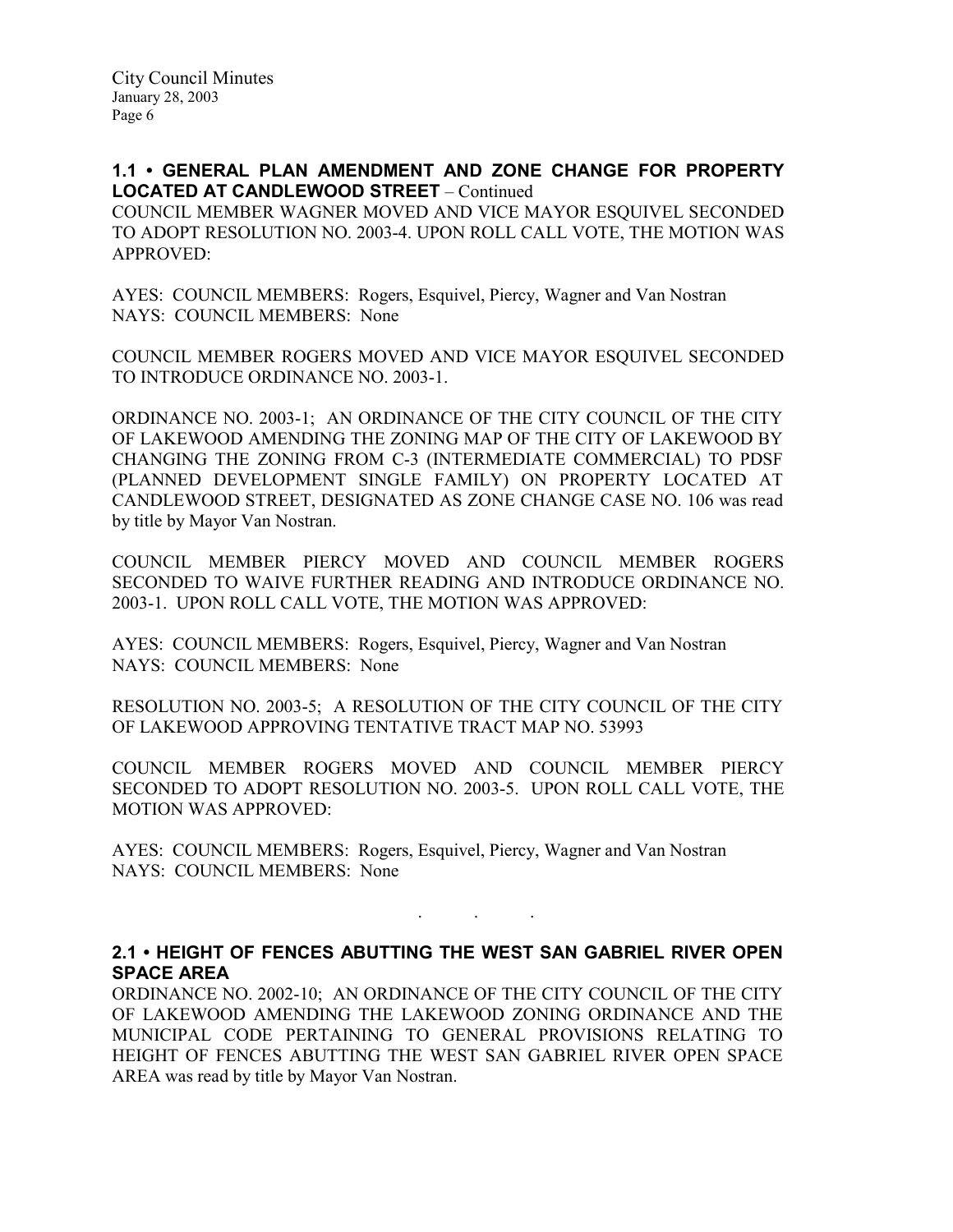## 1.1 • GENERAL PLAN AMENDMENT AND ZONE CHANGE FOR PROPERTY LOCATED AT CANDLEWOOD STREET – Continued

COUNCIL MEMBER WAGNER MOVED AND VICE MAYOR ESQUIVEL SECONDED TO ADOPT RESOLUTION NO. 2003-4. UPON ROLL CALL VOTE, THE MOTION WAS APPROVED:

AYES: COUNCIL MEMBERS: Rogers, Esquivel, Piercy, Wagner and Van Nostran
NAYS: COUNCIL MEMBERS: None

COUNCIL MEMBER ROGERS MOVED AND VICE MAYOR ESQUIVEL SECONDED TO INTRODUCE ORDINANCE NO. 2003-1.

ORDINANCE NO. 2003-1; AN ORDINANCE OF THE CITY COUNCIL OF THE CITY OF LAKEWOOD AMENDING THE ZONING MAP OF THE CITY OF LAKEWOOD BY CHANGING THE ZONING FROM C-3 (INTERMEDIATE COMMERCIAL) TO PDSF (PLANNED DEVELOPMENT SINGLE FAMILY) ON PROPERTY LOCATED AT CANDLEWOOD STREET, DESIGNATED AS ZONE CHANGE CASE NO. 106 was read by title by Mayor Van Nostran.

COUNCIL MEMBER PIERCY MOVED AND COUNCIL MEMBER ROGERS SECONDED TO WAIVE FURTHER READING AND INTRODUCE ORDINANCE NO. 2003-1. UPON ROLL CALL VOTE, THE MOTION WAS APPROVED:

AYES: COUNCIL MEMBERS: Rogers, Esquivel, Piercy, Wagner and Van Nostran
NAYS: COUNCIL MEMBERS: None

RESOLUTION NO. 2003-5; A RESOLUTION OF THE CITY COUNCIL OF THE CITY OF LAKEWOOD APPROVING TENTATIVE TRACT MAP NO. 53993

COUNCIL MEMBER ROGERS MOVED AND COUNCIL MEMBER PIERCY SECONDED TO ADOPT RESOLUTION NO. 2003-5. UPON ROLL CALL VOTE, THE MOTION WAS APPROVED:

AYES: COUNCIL MEMBERS: Rogers, Esquivel, Piercy, Wagner and Van Nostran
NAYS: COUNCIL MEMBERS: None

. . .

## 2.1 • HEIGHT OF FENCES ABUTTING THE WEST SAN GABRIEL RIVER OPEN SPACE AREA

ORDINANCE NO. 2002-10; AN ORDINANCE OF THE CITY COUNCIL OF THE CITY OF LAKEWOOD AMENDING THE LAKEWOOD ZONING ORDINANCE AND THE MUNICIPAL CODE PERTAINING TO GENERAL PROVISIONS RELATING TO HEIGHT OF FENCES ABUTTING THE WEST SAN GABRIEL RIVER OPEN SPACE AREA was read by title by Mayor Van Nostran.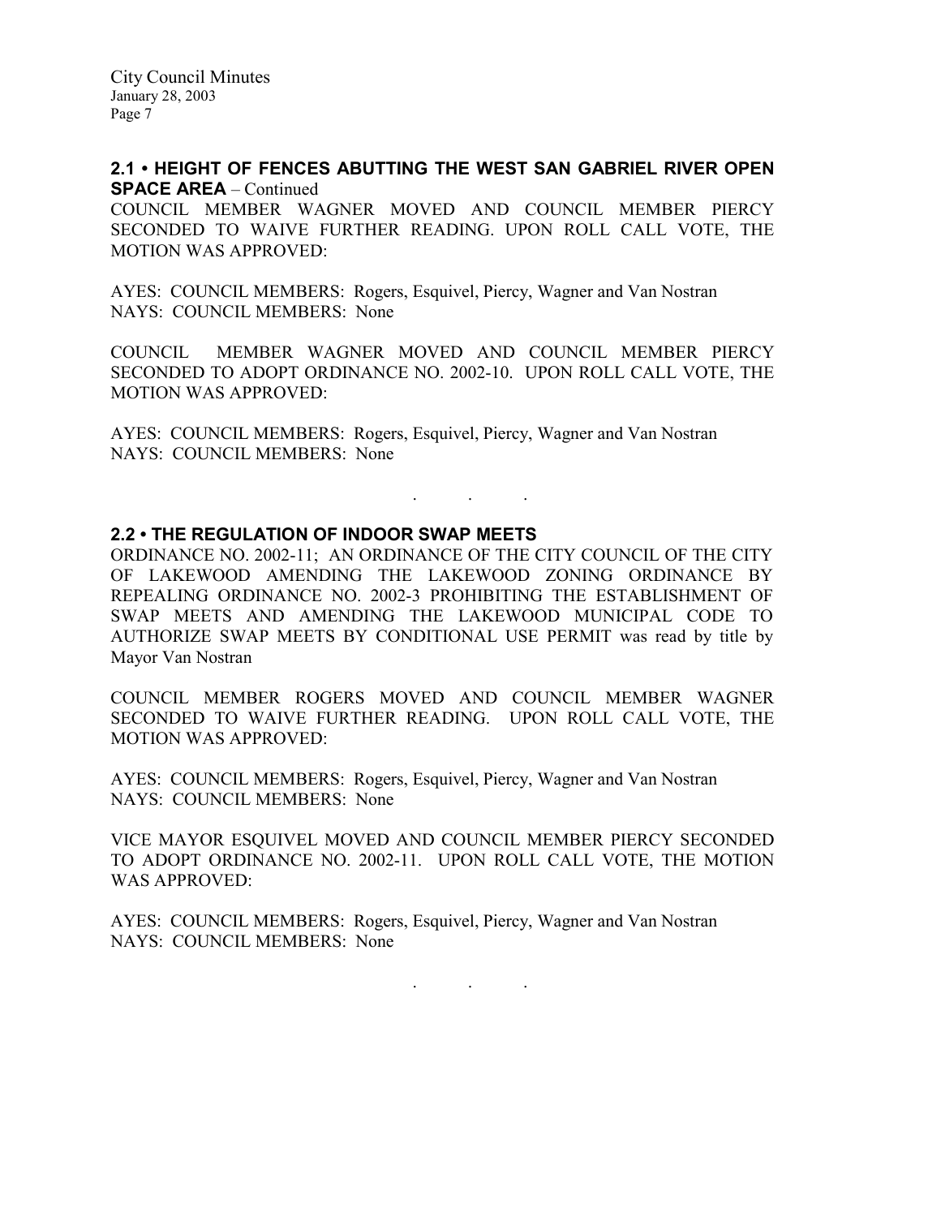## 2.1 • HEIGHT OF FENCES ABUTTING THE WEST SAN GABRIEL RIVER OPEN SPACE AREA – Continued

COUNCIL MEMBER WAGNER MOVED AND COUNCIL MEMBER PIERCY SECONDED TO WAIVE FURTHER READING. UPON ROLL CALL VOTE, THE MOTION WAS APPROVED:

AYES: COUNCIL MEMBERS: Rogers, Esquivel, Piercy, Wagner and Van Nostran
NAYS: COUNCIL MEMBERS: None

COUNCIL MEMBER WAGNER MOVED AND COUNCIL MEMBER PIERCY SECONDED TO ADOPT ORDINANCE NO. 2002-10. UPON ROLL CALL VOTE, THE MOTION WAS APPROVED:

AYES: COUNCIL MEMBERS: Rogers, Esquivel, Piercy, Wagner and Van Nostran
NAYS: COUNCIL MEMBERS: None

. . .

## 2.2 • THE REGULATION OF INDOOR SWAP MEETS

ORDINANCE NO. 2002-11; AN ORDINANCE OF THE CITY COUNCIL OF THE CITY OF LAKEWOOD AMENDING THE LAKEWOOD ZONING ORDINANCE BY REPEALING ORDINANCE NO. 2002-3 PROHIBITING THE ESTABLISHMENT OF SWAP MEETS AND AMENDING THE LAKEWOOD MUNICIPAL CODE TO AUTHORIZE SWAP MEETS BY CONDITIONAL USE PERMIT was read by title by Mayor Van Nostran

COUNCIL MEMBER ROGERS MOVED AND COUNCIL MEMBER WAGNER SECONDED TO WAIVE FURTHER READING. UPON ROLL CALL VOTE, THE MOTION WAS APPROVED:

AYES: COUNCIL MEMBERS: Rogers, Esquivel, Piercy, Wagner and Van Nostran
NAYS: COUNCIL MEMBERS: None

VICE MAYOR ESQUIVEL MOVED AND COUNCIL MEMBER PIERCY SECONDED TO ADOPT ORDINANCE NO. 2002-11. UPON ROLL CALL VOTE, THE MOTION WAS APPROVED:

AYES: COUNCIL MEMBERS: Rogers, Esquivel, Piercy, Wagner and Van Nostran
NAYS: COUNCIL MEMBERS: None

. . .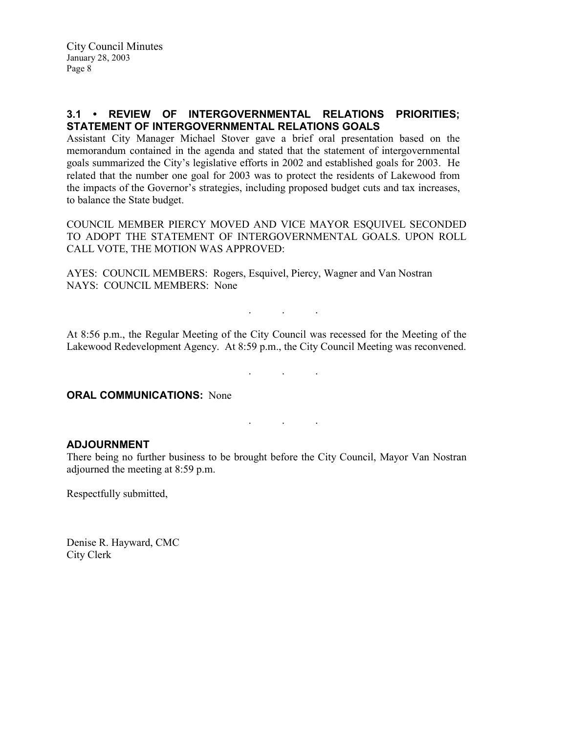### 3.1 • REVIEW OF INTERGOVERNMENTAL RELATIONS PRIORITIES; STATEMENT OF INTERGOVERNMENTAL RELATIONS GOALS

Assistant City Manager Michael Stover gave a brief oral presentation based on the memorandum contained in the agenda and stated that the statement of intergovernmental goals summarized the City's legislative efforts in 2002 and established goals for 2003. He related that the number one goal for 2003 was to protect the residents of Lakewood from the impacts of the Governor's strategies, including proposed budget cuts and tax increases, to balance the State budget.

COUNCIL MEMBER PIERCY MOVED AND VICE MAYOR ESQUIVEL SECONDED TO ADOPT THE STATEMENT OF INTERGOVERNMENTAL GOALS. UPON ROLL CALL VOTE, THE MOTION WAS APPROVED:

AYES: COUNCIL MEMBERS: Rogers, Esquivel, Piercy, Wagner and Van Nostran
NAYS: COUNCIL MEMBERS: None

. . .

At 8:56 p.m., the Regular Meeting of the City Council was recessed for the Meeting of the Lakewood Redevelopment Agency. At 8:59 p.m., the City Council Meeting was reconvened.

. . .

**ORAL COMMUNICATIONS:** None

. . .

### ADJOURNMENT

There being no further business to be brought before the City Council, Mayor Van Nostran adjourned the meeting at 8:59 p.m.

Respectfully submitted,

Denise R. Hayward, CMC
City Clerk